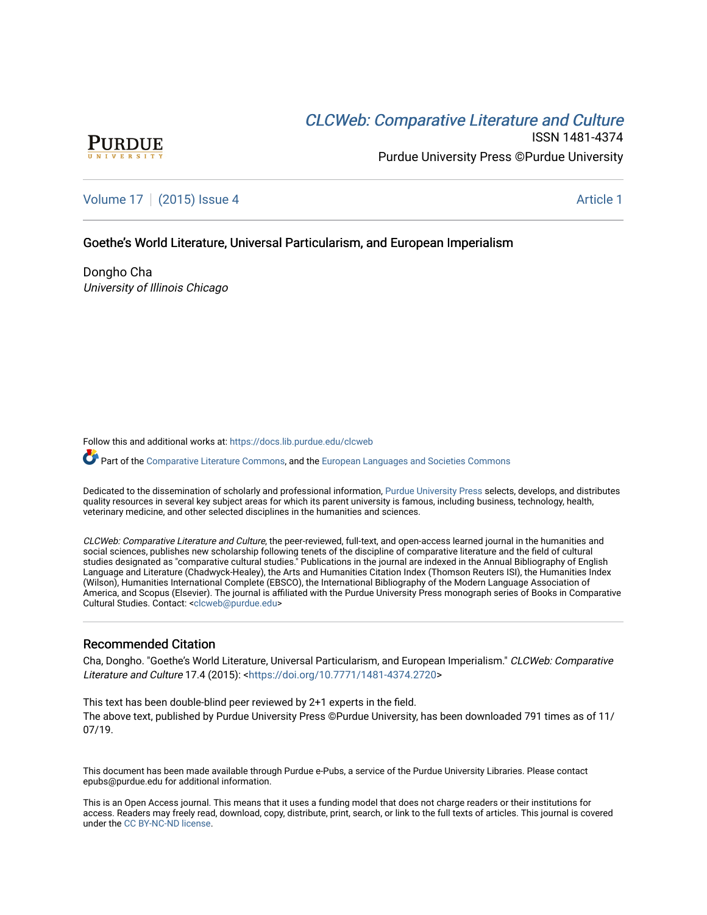CLCWeb: Comparative Literature and Culture

ISSN 1481-4374

Purdue University Press ©Purdue University

Volume 17 | (2015) Issue 4 — Article 1

# Goethe's World Literature, Universal Particularism, and European Imperialism

Dongho Cha

*University of Illinois Chicago*

Follow this and additional works at: https://docs.lib.purdue.edu/clcweb

Part of the Comparative Literature Commons, and the European Languages and Societies Commons

Dedicated to the dissemination of scholarly and professional information, Purdue University Press selects, develops, and distributes quality resources in several key subject areas for which its parent university is famous, including business, technology, health, veterinary medicine, and other selected disciplines in the humanities and sciences.

*CLCWeb: Comparative Literature and Culture*, the peer-reviewed, full-text, and open-access learned journal in the humanities and social sciences, publishes new scholarship following tenets of the discipline of comparative literature and the field of cultural studies designated as "comparative cultural studies." Publications in the journal are indexed in the Annual Bibliography of English Language and Literature (Chadwyck-Healey), the Arts and Humanities Citation Index (Thomson Reuters ISI), the Humanities Index (Wilson), Humanities International Complete (EBSCO), the International Bibliography of the Modern Language Association of America, and Scopus (Elsevier). The journal is affiliated with the Purdue University Press monograph series of Books in Comparative Cultural Studies. Contact: <clcweb@purdue.edu>

## Recommended Citation

Cha, Dongho. "Goethe's World Literature, Universal Particularism, and European Imperialism." *CLCWeb: Comparative Literature and Culture* 17.4 (2015): <https://doi.org/10.7771/1481-4374.2720>

This text has been double-blind peer reviewed by 2+1 experts in the field.
The above text, published by Purdue University Press ©Purdue University, has been downloaded 791 times as of 11/07/19.

This document has been made available through Purdue e-Pubs, a service of the Purdue University Libraries. Please contact epubs@purdue.edu for additional information.

This is an Open Access journal. This means that it uses a funding model that does not charge readers or their institutions for access. Readers may freely read, download, copy, distribute, print, search, or link to the full texts of articles. This journal is covered under the CC BY-NC-ND license.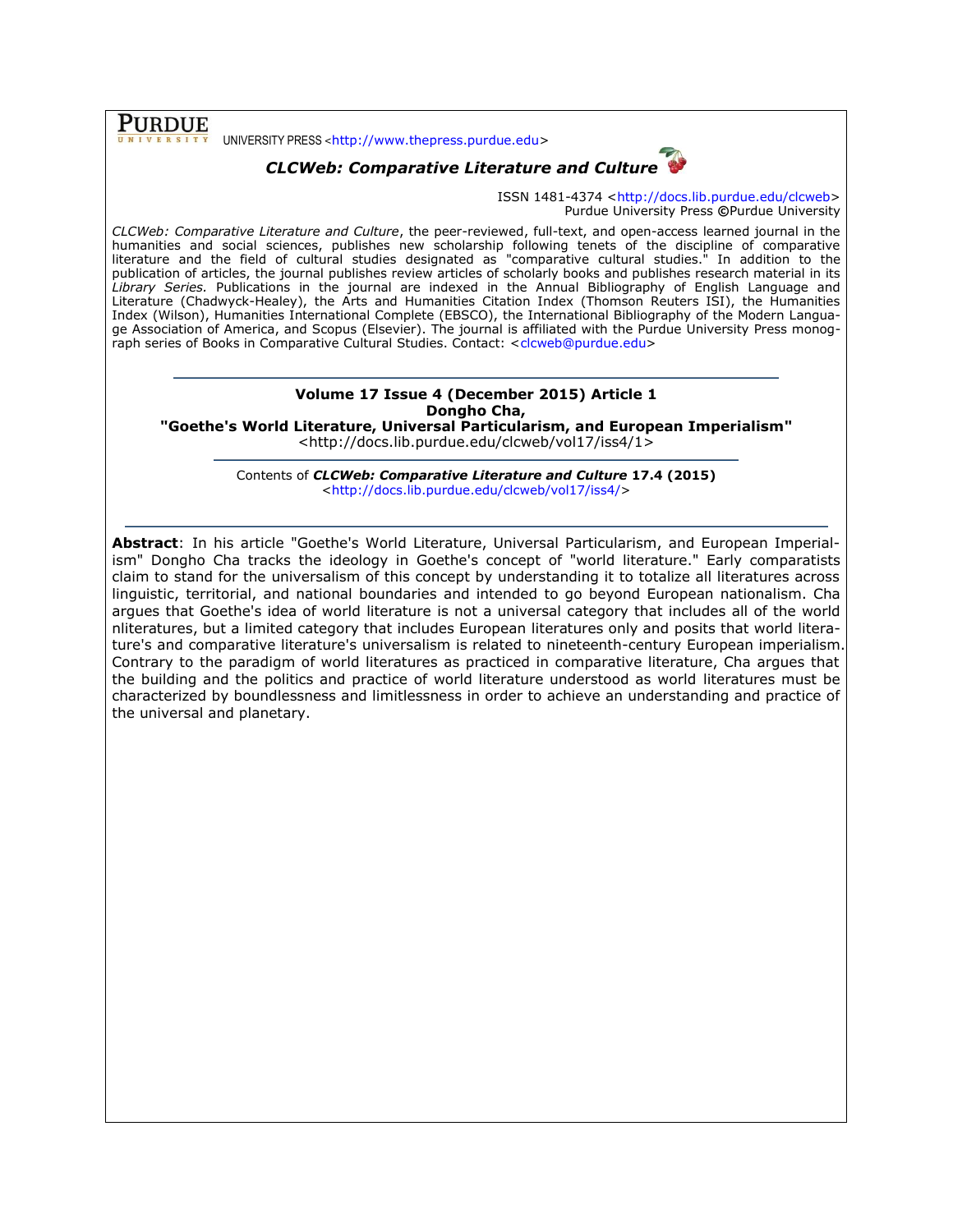PURDUE UNIVERSITY PRESS <http://www.thepress.purdue.edu>

***CLCWeb: Comparative Literature and Culture***

ISSN 1481-4374 <http://docs.lib.purdue.edu/clcweb>
Purdue University Press ©Purdue University

*CLCWeb: Comparative Literature and Culture*, the peer-reviewed, full-text, and open-access learned journal in the humanities and social sciences, publishes new scholarship following tenets of the discipline of comparative literature and the field of cultural studies designated as "comparative cultural studies." In addition to the publication of articles, the journal publishes review articles of scholarly books and publishes research material in its *Library Series.* Publications in the journal are indexed in the Annual Bibliography of English Language and Literature (Chadwyck-Healey), the Arts and Humanities Citation Index (Thomson Reuters ISI), the Humanities Index (Wilson), Humanities International Complete (EBSCO), the International Bibliography of the Modern Language Association of America, and Scopus (Elsevier). The journal is affiliated with the Purdue University Press monograph series of Books in Comparative Cultural Studies. Contact: <clcweb@purdue.edu>

---

**Volume 17 Issue 4 (December 2015) Article 1**
**Dongho Cha,**
**"Goethe's World Literature, Universal Particularism, and European Imperialism"**
<http://docs.lib.purdue.edu/clcweb/vol17/iss4/1>

---

Contents of ***CLCWeb: Comparative Literature and Culture* 17.4 (2015)**
<http://docs.lib.purdue.edu/clcweb/vol17/iss4/>

---

**Abstract**: In his article "Goethe's World Literature, Universal Particularism, and European Imperialism" Dongho Cha tracks the ideology in Goethe's concept of "world literature." Early comparatists claim to stand for the universalism of this concept by understanding it to totalize all literatures across linguistic, territorial, and national boundaries and intended to go beyond European nationalism. Cha argues that Goethe's idea of world literature is not a universal category that includes all of the world nliteratures, but a limited category that includes European literatures only and posits that world literature's and comparative literature's universalism is related to nineteenth-century European imperialism. Contrary to the paradigm of world literatures as practiced in comparative literature, Cha argues that the building and the politics and practice of world literature understood as world literatures must be characterized by boundlessness and limitlessness in order to achieve an understanding and practice of the universal and planetary.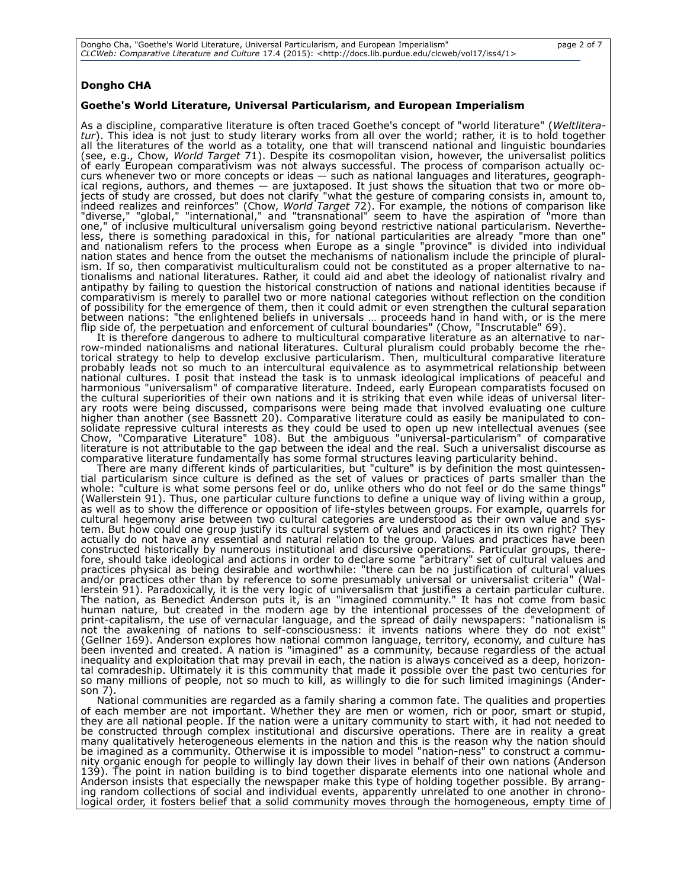**Dongho CHA**

**Goethe's World Literature, Universal Particularism, and European Imperialism**

As a discipline, comparative literature is often traced Goethe's concept of "world literature" (*Weltliteratur*). This idea is not just to study literary works from all over the world; rather, it is to hold together all the literatures of the world as a totality, one that will transcend national and linguistic boundaries (see, e.g., Chow, *World Target* 71). Despite its cosmopolitan vision, however, the universalist politics of early European comparativism was not always successful. The process of comparison actually occurs whenever two or more concepts or ideas — such as national languages and literatures, geographical regions, authors, and themes — are juxtaposed. It just shows the situation that two or more objects of study are crossed, but does not clarify "what the gesture of comparing consists in, amount to, indeed realizes and reinforces" (Chow, *World Target* 72). For example, the notions of comparison like "diverse," "global," "international," and "transnational" seem to have the aspiration of "more than one," of inclusive multicultural universalism going beyond restrictive national particularism. Nevertheless, there is something paradoxical in this, for national particularities are already "more than one" and nationalism refers to the process when Europe as a single "province" is divided into individual nation states and hence from the outset the mechanisms of nationalism include the principle of pluralism. If so, then comparativist multiculturalism could not be constituted as a proper alternative to nationalisms and national literatures. Rather, it could aid and abet the ideology of nationalist rivalry and antipathy by failing to question the historical construction of nations and national identities because if comparativism is merely to parallel two or more national categories without reflection on the condition of possibility for the emergence of them, then it could admit or even strengthen the cultural separation between nations: "the enlightened beliefs in universals … proceeds hand in hand with, or is the mere flip side of, the perpetuation and enforcement of cultural boundaries" (Chow, "Inscrutable" 69).

It is therefore dangerous to adhere to multicultural comparative literature as an alternative to narrow-minded nationalisms and national literatures. Cultural pluralism could probably become the rhetorical strategy to help to develop exclusive particularism. Then, multicultural comparative literature probably leads not so much to an intercultural equivalence as to asymmetrical relationship between national cultures. I posit that instead the task is to unmask ideological implications of peaceful and harmonious "universalism" of comparative literature. Indeed, early European comparatists focused on the cultural superiorities of their own nations and it is striking that even while ideas of universal literary roots were being discussed, comparisons were being made that involved evaluating one culture higher than another (see Bassnett 20). Comparative literature could as easily be manipulated to consolidate repressive cultural interests as they could be used to open up new intellectual avenues (see Chow, "Comparative Literature" 108). But the ambiguous "universal-particularism" of comparative literature is not attributable to the gap between the ideal and the real. Such a universalist discourse as comparative literature fundamentally has some formal structures leaving particularity behind.

There are many different kinds of particularities, but "culture" is by definition the most quintessential particularism since culture is defined as the set of values or practices of parts smaller than the whole: "culture is what some persons feel or do, unlike others who do not feel or do the same things" (Wallerstein 91). Thus, one particular culture functions to define a unique way of living within a group, as well as to show the difference or opposition of life-styles between groups. For example, quarrels for cultural hegemony arise between two cultural categories are understood as their own value and system. But how could one group justify its cultural system of values and practices in its own right? They actually do not have any essential and natural relation to the group. Values and practices have been constructed historically by numerous institutional and discursive operations. Particular groups, therefore, should take ideological and actions in order to declare some "arbitrary" set of cultural values and practices physical as being desirable and worthwhile: "there can be no justification of cultural values and/or practices other than by reference to some presumably universal or universalist criteria" (Wallerstein 91). Paradoxically, it is the very logic of universalism that justifies a certain particular culture. The nation, as Benedict Anderson puts it, is an "imagined community." It has not come from basic human nature, but created in the modern age by the intentional processes of the development of print-capitalism, the use of vernacular language, and the spread of daily newspapers: "nationalism is not the awakening of nations to self-consciousness: it invents nations where they do not exist" (Gellner 169). Anderson explores how national common language, territory, economy, and culture has been invented and created. A nation is "imagined" as a community, because regardless of the actual inequality and exploitation that may prevail in each, the nation is always conceived as a deep, horizontal comradeship. Ultimately it is this community that made it possible over the past two centuries for so many millions of people, not so much to kill, as willingly to die for such limited imaginings (Anderson 7).

National communities are regarded as a family sharing a common fate. The qualities and properties of each member are not important. Whether they are men or women, rich or poor, smart or stupid, they are all national people. If the nation were a unitary community to start with, it had not needed to be constructed through complex institutional and discursive operations. There are in reality a great many qualitatively heterogeneous elements in the nation and this is the reason why the nation should be imagined as a community. Otherwise it is impossible to model "nation-ness" to construct a community organic enough for people to willingly lay down their lives in behalf of their own nations (Anderson 139). The point in nation building is to bind together disparate elements into one national whole and Anderson insists that especially the newspaper make this type of holding together possible. By arranging random collections of social and individual events, apparently unrelated to one another in chronological order, it fosters belief that a solid community moves through the homogeneous, empty time of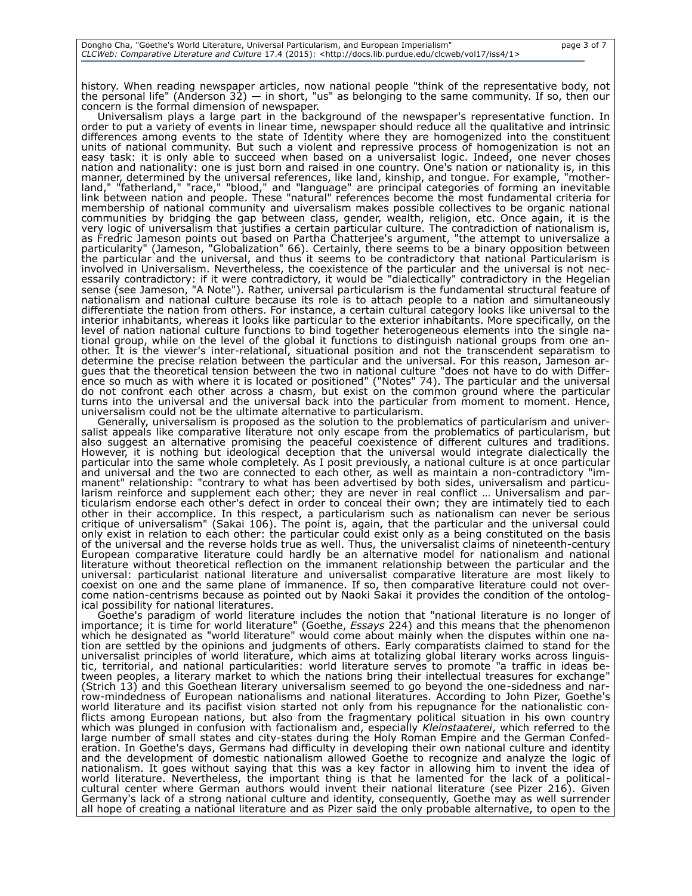history. When reading newspaper articles, now national people "think of the representative body, not the personal life" (Anderson 32) — in short, "us" as belonging to the same community. If so, then our concern is the formal dimension of newspaper.

Universalism plays a large part in the background of the newspaper's representative function. In order to put a variety of events in linear time, newspaper should reduce all the qualitative and intrinsic differences among events to the state of Identity where they are homogenized into the constituent units of national community. But such a violent and repressive process of homogenization is not an easy task: it is only able to succeed when based on a universalist logic. Indeed, one never choses nation and nationality: one is just born and raised in one country. One's nation or nationality is, in this manner, determined by the universal references, like land, kinship, and tongue. For example, "motherland," "fatherland," "race," "blood," and "language" are principal categories of forming an inevitable link between nation and people. These "natural" references become the most fundamental criteria for membership of national community and uiversalism makes possible collectives to be organic national communities by bridging the gap between class, gender, wealth, religion, etc. Once again, it is the very logic of universalism that justifies a certain particular culture. The contradiction of nationalism is, as Fredric Jameson points out based on Partha Chatterjee's argument, "the attempt to universalize a particularity" (Jameson, "Globalization" 66). Certainly, there seems to be a binary opposition between the particular and the universal, and thus it seems to be contradictory that national Particularism is involved in Universalism. Nevertheless, the coexistence of the particular and the universal is not necessarily contradictory: if it were contradictory, it would be "dialectically" contradictory in the Hegelian sense (see Jameson, "A Note"). Rather, universal particularism is the fundamental structural feature of nationalism and national culture because its role is to attach people to a nation and simultaneously differentiate the nation from others. For instance, a certain cultural category looks like universal to the interior inhabitants, whereas it looks like particular to the exterior inhabitants. More specifically, on the level of nation national culture functions to bind together heterogeneous elements into the single national group, while on the level of the global it functions to distinguish national groups from one another. It is the viewer's inter-relational, situational position and not the transcendent separatism to determine the precise relation between the particular and the universal. For this reason, Jameson argues that the theoretical tension between the two in national culture "does not have to do with Difference so much as with where it is located or positioned" ("Notes" 74). The particular and the universal do not confront each other across a chasm, but exist on the common ground where the particular turns into the universal and the universal back into the particular from moment to moment. Hence, universalism could not be the ultimate alternative to particularism.

Generally, universalism is proposed as the solution to the problematics of particularism and universalist appeals like comparative literature not only escape from the problematics of particularism, but also suggest an alternative promising the peaceful coexistence of different cultures and traditions. However, it is nothing but ideological deception that the universal would integrate dialectically the particular into the same whole completely. As I posit previously, a national culture is at once particular and universal and the two are connected to each other, as well as maintain a non-contradictory "immanent" relationship: "contrary to what has been advertised by both sides, universalism and particularism reinforce and supplement each other; they are never in real conflict … Universalism and particularism endorse each other's defect in order to conceal their own; they are intimately tied to each other in their accomplice. In this respect, a particularism such as nationalism can never be serious critique of universalism" (Sakai 106). The point is, again, that the particular and the universal could only exist in relation to each other: the particular could exist only as a being constituted on the basis of the universal and the reverse holds true as well. Thus, the universalist claims of nineteenth-century European comparative literature could hardly be an alternative model for nationalism and national literature without theoretical reflection on the immanent relationship between the particular and the universal: particularist national literature and universalist comparative literature are most likely to coexist on one and the same plane of immanence. If so, then comparative literature could not overcome nation-centrisms because as pointed out by Naoki Sakai it provides the condition of the ontological possibility for national literatures.

Goethe's paradigm of world literature includes the notion that "national literature is no longer of importance; it is time for world literature" (Goethe, *Essays* 224) and this means that the phenomenon which he designated as "world literature" would come about mainly when the disputes within one nation are settled by the opinions and judgments of others. Early comparatists claimed to stand for the universalist principles of world literature, which aims at totalizing global literary works across linguistic, territorial, and national particularities: world literature serves to promote "a traffic in ideas between peoples, a literary market to which the nations bring their intellectual treasures for exchange" (Strich 13) and this Goethean literary universalism seemed to go beyond the one-sidedness and narrow-mindedness of European nationalisms and national literatures. According to John Pizer, Goethe's world literature and its pacifist vision started not only from his repugnance for the nationalistic conflicts among European nations, but also from the fragmentary political situation in his own country which was plunged in confusion with factionalism and, especially *Kleinstaaterei*, which referred to the large number of small states and city-states during the Holy Roman Empire and the German Confederation. In Goethe's days, Germans had difficulty in developing their own national culture and identity and the development of domestic nationalism allowed Goethe to recognize and analyze the logic of nationalism. It goes without saying that this was a key factor in allowing him to invent the idea of world literature. Nevertheless, the important thing is that he lamented for the lack of a political-cultural center where German authors would invent their national literature (see Pizer 216). Given Germany's lack of a strong national culture and identity, consequently, Goethe may as well surrender all hope of creating a national literature and as Pizer said the only probable alternative, to open to the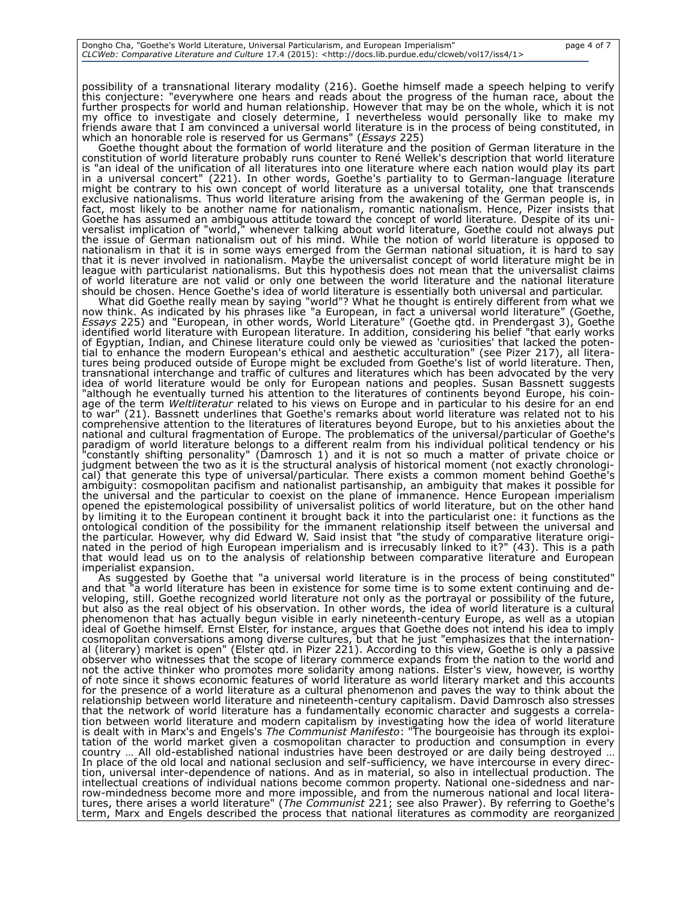possibility of a transnational literary modality (216). Goethe himself made a speech helping to verify this conjecture: "everywhere one hears and reads about the progress of the human race, about the further prospects for world and human relationship. However that may be on the whole, which it is not my office to investigate and closely determine, I nevertheless would personally like to make my friends aware that I am convinced a universal world literature is in the process of being constituted, in which an honorable role is reserved for us Germans" (*Essays* 225)

Goethe thought about the formation of world literature and the position of German literature in the constitution of world literature probably runs counter to René Wellek's description that world literature is "an ideal of the unification of all literatures into one literature where each nation would play its part in a universal concert" (221). In other words, Goethe's partiality to to German-language literature might be contrary to his own concept of world literature as a universal totality, one that transcends exclusive nationalisms. Thus world literature arising from the awakening of the German people is, in fact, most likely to be another name for nationalism, romantic nationalism. Hence, Pizer insists that Goethe has assumed an ambiguous attitude toward the concept of world literature. Despite of its universalist implication of "world," whenever talking about world literature, Goethe could not always put the issue of German nationalism out of his mind. While the notion of world literature is opposed to nationalism in that it is in some ways emerged from the German national situation, it is hard to say that it is never involved in nationalism. Maybe the universalist concept of world literature might be in league with particularist nationalisms. But this hypothesis does not mean that the universalist claims of world literature are not valid or only one between the world literature and the national literature should be chosen. Hence Goethe's idea of world literature is essentially both universal and particular.

What did Goethe really mean by saying "world"? What he thought is entirely different from what we now think. As indicated by his phrases like "a European, in fact a universal world literature" (Goethe, *Essays* 225) and "European, in other words, World Literature" (Goethe qtd. in Prendergast 3), Goethe identified world literature with European literature. In addition, considering his belief "that early works of Egyptian, Indian, and Chinese literature could only be viewed as 'curiosities' that lacked the potential to enhance the modern European's ethical and aesthetic acculturation" (see Pizer 217), all literatures being produced outside of Europe might be excluded from Goethe's list of world literature. Then, transnational interchange and traffic of cultures and literatures which has been advocated by the very idea of world literature would be only for European nations and peoples. Susan Bassnett suggests "although he eventually turned his attention to the literatures of continents beyond Europe, his coinage of the term *Weltliteratur* related to his views on Europe and in particular to his desire for an end to war" (21). Bassnett underlines that Goethe's remarks about world literature was related not to his comprehensive attention to the literatures of literatures beyond Europe, but to his anxieties about the national and cultural fragmentation of Europe. The problematics of the universal/particular of Goethe's paradigm of world literature belongs to a different realm from his individual political tendency or his "constantly shifting personality" (Damrosch 1) and it is not so much a matter of private choice or judgment between the two as it is the structural analysis of historical moment (not exactly chronological) that generate this type of universal/particular. There exists a common moment behind Goethe's ambiguity: cosmopolitan pacifism and nationalist partisanship, an ambiguity that makes it possible for the universal and the particular to coexist on the plane of immanence. Hence European imperialism opened the epistemological possibility of universalist politics of world literature, but on the other hand by limiting it to the European continent it brought back it into the particularist one: it functions as the ontological condition of the possibility for the immanent relationship itself between the universal and the particular. However, why did Edward W. Said insist that "the study of comparative literature originated in the period of high European imperialism and is irrecusably linked to it?" (43). This is a path that would lead us on to the analysis of relationship between comparative literature and European imperialist expansion.

As suggested by Goethe that "a universal world literature is in the process of being constituted" and that "a world literature has been in existence for some time is to some extent continuing and developing, still. Goethe recognized world literature not only as the portrayal or possibility of the future, but also as the real object of his observation. In other words, the idea of world literature is a cultural phenomenon that has actually begun visible in early nineteenth-century Europe, as well as a utopian ideal of Goethe himself. Ernst Elster, for instance, argues that Goethe does not intend his idea to imply cosmopolitan conversations among diverse cultures, but that he just "emphasizes that the international (literary) market is open" (Elster qtd. in Pizer 221). According to this view, Goethe is only a passive observer who witnesses that the scope of literary commerce expands from the nation to the world and not the active thinker who promotes more solidarity among nations. Elster's view, however, is worthy of note since it shows economic features of world literature as world literary market and this accounts for the presence of a world literature as a cultural phenomenon and paves the way to think about the relationship between world literature and nineteenth-century capitalism. David Damrosch also stresses that the network of world literature has a fundamentally economic character and suggests a correlation between world literature and modern capitalism by investigating how the idea of world literature is dealt with in Marx's and Engels's *The Communist Manifesto*: "The bourgeoisie has through its exploitation of the world market given a cosmopolitan character to production and consumption in every country … All old-established national industries have been destroyed or are daily being destroyed … In place of the old local and national seclusion and self-sufficiency, we have intercourse in every direction, universal inter-dependence of nations. And as in material, so also in intellectual production. The intellectual creations of individual nations become common property. National one-sidedness and narrow-mindedness become more and more impossible, and from the numerous national and local literatures, there arises a world literature" (*The Communist* 221; see also Prawer). By referring to Goethe's term, Marx and Engels described the process that national literatures as commodity are reorganized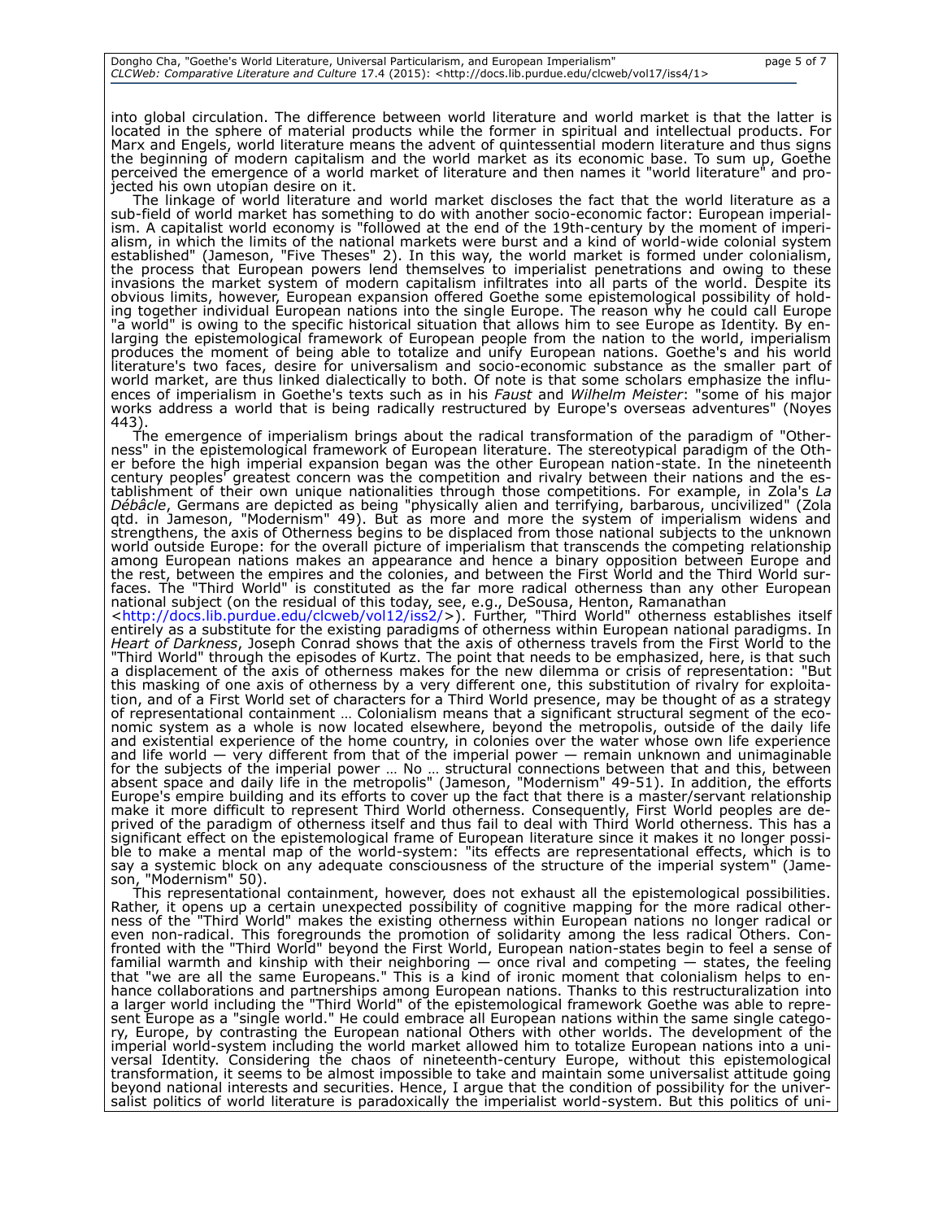into global circulation. The difference between world literature and world market is that the latter is located in the sphere of material products while the former in spiritual and intellectual products. For Marx and Engels, world literature means the advent of quintessential modern literature and thus signs the beginning of modern capitalism and the world market as its economic base. To sum up, Goethe perceived the emergence of a world market of literature and then names it "world literature" and projected his own utopian desire on it.

The linkage of world literature and world market discloses the fact that the world literature as a sub-field of world market has something to do with another socio-economic factor: European imperialism. A capitalist world economy is "followed at the end of the 19th-century by the moment of imperialism, in which the limits of the national markets were burst and a kind of world-wide colonial system established" (Jameson, "Five Theses" 2). In this way, the world market is formed under colonialism, the process that European powers lend themselves to imperialist penetrations and owing to these invasions the market system of modern capitalism infiltrates into all parts of the world. Despite its obvious limits, however, European expansion offered Goethe some epistemological possibility of holding together individual European nations into the single Europe. The reason why he could call Europe "a world" is owing to the specific historical situation that allows him to see Europe as Identity. By enlarging the epistemological framework of European people from the nation to the world, imperialism produces the moment of being able to totalize and unify European nations. Goethe's and his world literature's two faces, desire for universalism and socio-economic substance as the smaller part of world market, are thus linked dialectically to both. Of note is that some scholars emphasize the influences of imperialism in Goethe's texts such as in his *Faust* and *Wilhelm Meister*: "some of his major works address a world that is being radically restructured by Europe's overseas adventures" (Noyes 443).

The emergence of imperialism brings about the radical transformation of the paradigm of "Otherness" in the epistemological framework of European literature. The stereotypical paradigm of the Other before the high imperial expansion began was the other European nation-state. In the nineteenth century peoples' greatest concern was the competition and rivalry between their nations and the establishment of their own unique nationalities through those competitions. For example, in Zola's *La Débâcle*, Germans are depicted as being "physically alien and terrifying, barbarous, uncivilized" (Zola qtd. in Jameson, "Modernism" 49). But as more and more the system of imperialism widens and strengthens, the axis of Otherness begins to be displaced from those national subjects to the unknown world outside Europe: for the overall picture of imperialism that transcends the competing relationship among European nations makes an appearance and hence a binary opposition between Europe and the rest, between the empires and the colonies, and between the First World and the Third World surfaces. The "Third World" is constituted as the far more radical otherness than any other European national subject (on the residual of this today, see, e.g., DeSousa, Henton, Ramanathan <http://docs.lib.purdue.edu/clcweb/vol12/iss2/>). Further, "Third World" otherness establishes itself entirely as a substitute for the existing paradigms of otherness within European national paradigms. In *Heart of Darkness*, Joseph Conrad shows that the axis of otherness travels from the First World to the "Third World" through the episodes of Kurtz. The point that needs to be emphasized, here, is that such a displacement of the axis of otherness makes for the new dilemma or crisis of representation: "But this masking of one axis of otherness by a very different one, this substitution of rivalry for exploitation, and of a First World set of characters for a Third World presence, may be thought of as a strategy of representational containment … Colonialism means that a significant structural segment of the economic system as a whole is now located elsewhere, beyond the metropolis, outside of the daily life and existential experience of the home country, in colonies over the water whose own life experience and life world — very different from that of the imperial power — remain unknown and unimaginable for the subjects of the imperial power … No … structural connections between that and this, between absent space and daily life in the metropolis" (Jameson, "Modernism" 49-51). In addition, the efforts Europe's empire building and its efforts to cover up the fact that there is a master/servant relationship make it more difficult to represent Third World otherness. Consequently, First World peoples are deprived of the paradigm of otherness itself and thus fail to deal with Third World otherness. This has a significant effect on the epistemological frame of European literature since it makes it no longer possible to make a mental map of the world-system: "its effects are representational effects, which is to say a systemic block on any adequate consciousness of the structure of the imperial system" (Jameson, "Modernism" 50).

This representational containment, however, does not exhaust all the epistemological possibilities. Rather, it opens up a certain unexpected possibility of cognitive mapping for the more radical otherness of the "Third World" makes the existing otherness within European nations no longer radical or even non-radical. This foregrounds the promotion of solidarity among the less radical Others. Confronted with the "Third World" beyond the First World, European nation-states begin to feel a sense of familial warmth and kinship with their neighboring — once rival and competing — states, the feeling that "we are all the same Europeans." This is a kind of ironic moment that colonialism helps to enhance collaborations and partnerships among European nations. Thanks to this restructuralization into a larger world including the "Third World" of the epistemological framework Goethe was able to represent Europe as a "single world." He could embrace all European nations within the same single category, Europe, by contrasting the European national Others with other worlds. The development of the imperial world-system including the world market allowed him to totalize European nations into a universal Identity. Considering the chaos of nineteenth-century Europe, without this epistemological transformation, it seems to be almost impossible to take and maintain some universalist attitude going beyond national interests and securities. Hence, I argue that the condition of possibility for the universalist politics of world literature is paradoxically the imperialist world-system. But this politics of uni-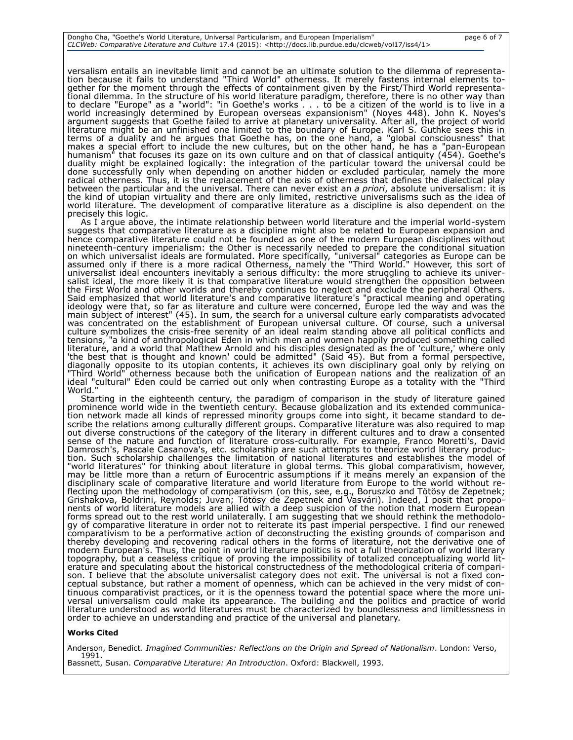versalism entails an inevitable limit and cannot be an ultimate solution to the dilemma of representation because it fails to understand "Third World" otherness. It merely fastens internal elements together for the moment through the effects of containment given by the First/Third World representational dilemma. In the structure of his world literature paradigm, therefore, there is no other way than to declare "Europe" as a "world": "in Goethe's works . . . to be a citizen of the world is to live in a world increasingly determined by European overseas expansionism" (Noyes 448). John K. Noyes's argument suggests that Goethe failed to arrive at planetary universality. After all, the project of world literature might be an unfinished one limited to the boundary of Europe. Karl S. Guthke sees this in terms of a duality and he argues that Goethe has, on the one hand, a "global consciousness" that makes a special effort to include the new cultures, but on the other hand, he has a "pan-European humanism" that focuses its gaze on its own culture and on that of classical antiquity (454). Goethe's duality might be explained logically: the integration of the particular toward the universal could be done successfully only when depending on another hidden or excluded particular, namely the more radical otherness. Thus, it is the replacement of the axis of otherness that defines the dialectical play between the particular and the universal. There can never exist an *a priori*, absolute universalism: it is the kind of utopian virtuality and there are only limited, restrictive universalisms such as the idea of world literature. The development of comparative literature as a discipline is also dependent on the precisely this logic.

As I argue above, the intimate relationship between world literature and the imperial world-system suggests that comparative literature as a discipline might also be related to European expansion and hence comparative literature could not be founded as one of the modern European disciplines without nineteenth-century imperialism: the Other is necessarily needed to prepare the conditional situation on which universalist ideals are formulated. More specifically, "universal" categories as Europe can be assumed only if there is a more radical Otherness, namely the "Third World." However, this sort of universalist ideal encounters inevitably a serious difficulty: the more struggling to achieve its universalist ideal, the more likely it is that comparative literature would strengthen the opposition between the First World and other worlds and thereby continues to neglect and exclude the peripheral Others. Said emphasized that world literature's and comparative literature's "practical meaning and operating ideology were that, so far as literature and culture were concerned, Europe led the way and was the main subject of interest" (45). In sum, the search for a universal culture early comparatists advocated was concentrated on the establishment of European universal culture. Of course, such a universal culture symbolizes the crisis-free serenity of an ideal realm standing above all political conflicts and tensions, "a kind of anthropological Eden in which men and women happily produced something called literature, and a world that Matthew Arnold and his disciples designated as the of 'culture,' where only 'the best that is thought and known' could be admitted" (Said 45). But from a formal perspective, diagonally opposite to its utopian contents, it achieves its own disciplinary goal only by relying on "Third World" otherness because both the unification of European nations and the realization of an ideal "cultural" Eden could be carried out only when contrasting Europe as a totality with the "Third World."

Starting in the eighteenth century, the paradigm of comparison in the study of literature gained prominence world wide in the twentieth century. Because globalization and its extended communication network made all kinds of repressed minority groups come into sight, it became standard to describe the relations among culturally different groups. Comparative literature was also required to map out diverse constructions of the category of the literary in different cultures and to draw a consented sense of the nature and function of literature cross-culturally. For example, Franco Moretti's, David Damrosch's, Pascale Casanova's, etc. scholarship are such attempts to theorize world literary production. Such scholarship challenges the limitation of national literatures and establishes the model of "world literatures" for thinking about literature in global terms. This global comparativism, however, may be little more than a return of Eurocentric assumptions if it means merely an expansion of the disciplinary scale of comparative literature and world literature from Europe to the world without reflecting upon the methodology of comparativism (on this, see, e.g., Boruszko and Tötösy de Zepetnek; Grishakova, Boldrini, Reynolds; Juvan; Tötösy de Zepetnek and Vasvári). Indeed, I posit that proponents of world literature models are allied with a deep suspicion of the notion that modern European forms spread out to the rest world unilaterally. I am suggesting that we should rethink the methodology of comparative literature in order not to reiterate its past imperial perspective. I find our renewed comparativism to be a performative action of deconstructing the existing grounds of comparison and thereby developing and recovering radical others in the forms of literature, not the derivative one of modern European's. Thus, the point in world literature politics is not a full theorization of world literary topography, but a ceaseless critique of proving the impossibility of totalized conceptualizing world literature and speculating about the historical constructedness of the methodological criteria of comparison. I believe that the absolute universalist category does not exit. The universal is not a fixed conceptual substance, but rather a moment of openness, which can be achieved in the very midst of continuous comparativist practices, or it is the openness toward the potential space where the more universal universalism could make its appearance. The building and the politics and practice of world literature understood as world literatures must be characterized by boundlessness and limitlessness in order to achieve an understanding and practice of the universal and planetary.

**Works Cited**

Anderson, Benedict. *Imagined Communities: Reflections on the Origin and Spread of Nationalism*. London: Verso, 1991.

Bassnett, Susan. *Comparative Literature: An Introduction*. Oxford: Blackwell, 1993.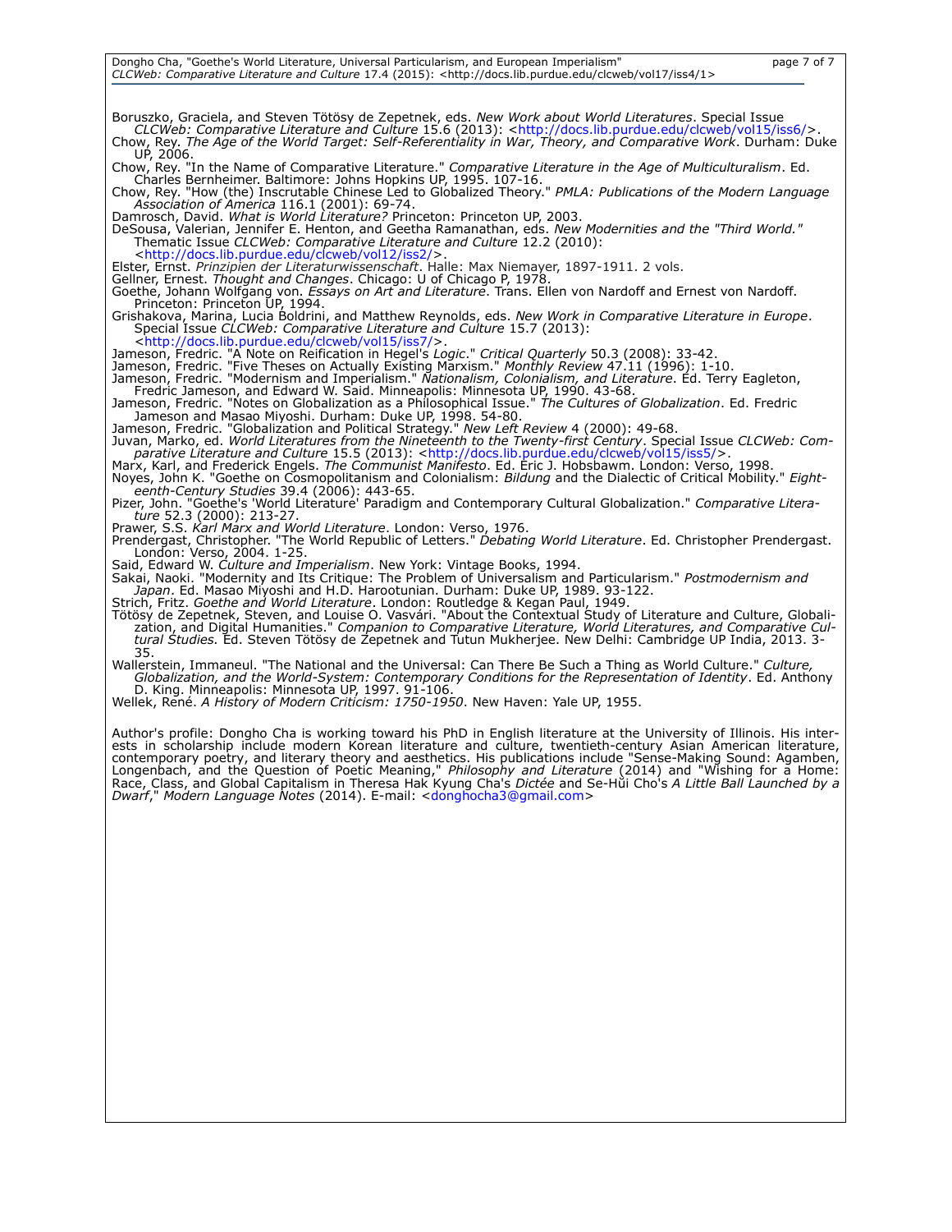Boruszko, Graciela, and Steven Tötösy de Zepetnek, eds. *New Work about World Literatures*. Special Issue *CLCWeb: Comparative Literature and Culture* 15.6 (2013): <http://docs.lib.purdue.edu/clcweb/vol15/iss6/>.

Chow, Rey. *The Age of the World Target: Self-Referentiality in War, Theory, and Comparative Work*. Durham: Duke UP, 2006.

Chow, Rey. "In the Name of Comparative Literature." *Comparative Literature in the Age of Multiculturalism*. Ed. Charles Bernheimer. Baltimore: Johns Hopkins UP, 1995. 107-16.

Chow, Rey. "How (the) Inscrutable Chinese Led to Globalized Theory." *PMLA: Publications of the Modern Language Association of America* 116.1 (2001): 69-74.

Damrosch, David. *What is World Literature?* Princeton: Princeton UP, 2003.

DeSousa, Valerian, Jennifer E. Henton, and Geetha Ramanathan, eds. *New Modernities and the "Third World."* Thematic Issue *CLCWeb: Comparative Literature and Culture* 12.2 (2010): <http://docs.lib.purdue.edu/clcweb/vol12/iss2/>.

Elster, Ernst. *Prinzipien der Literaturwissenschaft*. Halle: Max Niemayer, 1897-1911. 2 vols.

Gellner, Ernest. *Thought and Changes*. Chicago: U of Chicago P, 1978.

Goethe, Johann Wolfgang von. *Essays on Art and Literature*. Trans. Ellen von Nardoff and Ernest von Nardoff. Princeton: Princeton UP, 1994.

Grishakova, Marina, Lucia Boldrini, and Matthew Reynolds, eds. *New Work in Comparative Literature in Europe*. Special Issue *CLCWeb: Comparative Literature and Culture* 15.7 (2013): <http://docs.lib.purdue.edu/clcweb/vol15/iss7/>.

Jameson, Fredric. "A Note on Reification in Hegel's *Logic*." *Critical Quarterly* 50.3 (2008): 33-42.

Jameson, Fredric. "Five Theses on Actually Existing Marxism." *Monthly Review* 47.11 (1996): 1-10.

Jameson, Fredric. "Modernism and Imperialism." *Nationalism, Colonialism, and Literature*. Ed. Terry Eagleton, Fredric Jameson, and Edward W. Said. Minneapolis: Minnesota UP, 1990. 43-68.

Jameson, Fredric. "Notes on Globalization as a Philosophical Issue." *The Cultures of Globalization*. Ed. Fredric Jameson and Masao Miyoshi. Durham: Duke UP, 1998. 54-80.

Jameson, Fredric. "Globalization and Political Strategy." *New Left Review* 4 (2000): 49-68.

Juvan, Marko, ed. *World Literatures from the Nineteenth to the Twenty-first Century*. Special Issue *CLCWeb: Comparative Literature and Culture* 15.5 (2013): <http://docs.lib.purdue.edu/clcweb/vol15/iss5/>.

Marx, Karl, and Frederick Engels. *The Communist Manifesto*. Ed. Eric J. Hobsbawm. London: Verso, 1998.

Noyes, John K. "Goethe on Cosmopolitanism and Colonialism: *Bildung* and the Dialectic of Critical Mobility." *Eighteenth-Century Studies* 39.4 (2006): 443-65.

Pizer, John. "Goethe's 'World Literature' Paradigm and Contemporary Cultural Globalization." *Comparative Literature* 52.3 (2000): 213-27.

Prawer, S.S. *Karl Marx and World Literature*. London: Verso, 1976.

Prendergast, Christopher. "The World Republic of Letters." *Debating World Literature*. Ed. Christopher Prendergast. London: Verso, 2004. 1-25.

Said, Edward W. *Culture and Imperialism*. New York: Vintage Books, 1994.

Sakai, Naoki. "Modernity and Its Critique: The Problem of Universalism and Particularism." *Postmodernism and Japan*. Ed. Masao Miyoshi and H.D. Harootunian. Durham: Duke UP, 1989. 93-122.

Strich, Fritz. *Goethe and World Literature*. London: Routledge & Kegan Paul, 1949.

Tötösy de Zepetnek, Steven, and Louise O. Vasvári. "About the Contextual Study of Literature and Culture, Globalization, and Digital Humanities." *Companion to Comparative Literature, World Literatures, and Comparative Cultural Studies.* Ed. Steven Tötösy de Zepetnek and Tutun Mukherjee. New Delhi: Cambridge UP India, 2013. 3-35.

Wallerstein, Immaneul. "The National and the Universal: Can There Be Such a Thing as World Culture." *Culture, Globalization, and the World-System: Contemporary Conditions for the Representation of Identity*. Ed. Anthony D. King. Minneapolis: Minnesota UP, 1997. 91-106.

Wellek, René. *A History of Modern Criticism: 1750-1950*. New Haven: Yale UP, 1955.

Author's profile: Dongho Cha is working toward his PhD in English literature at the University of Illinois. His interests in scholarship include modern Korean literature and culture, twentieth-century Asian American literature, contemporary poetry, and literary theory and aesthetics. His publications include "Sense-Making Sound: Agamben, Longenbach, and the Question of Poetic Meaning," *Philosophy and Literature* (2014) and "Wishing for a Home: Race, Class, and Global Capitalism in Theresa Hak Kyung Cha's *Dictée* and Se-Hŭi Cho's *A Little Ball Launched by a Dwarf*," *Modern Language Notes* (2014). E-mail: <donghocha3@gmail.com>